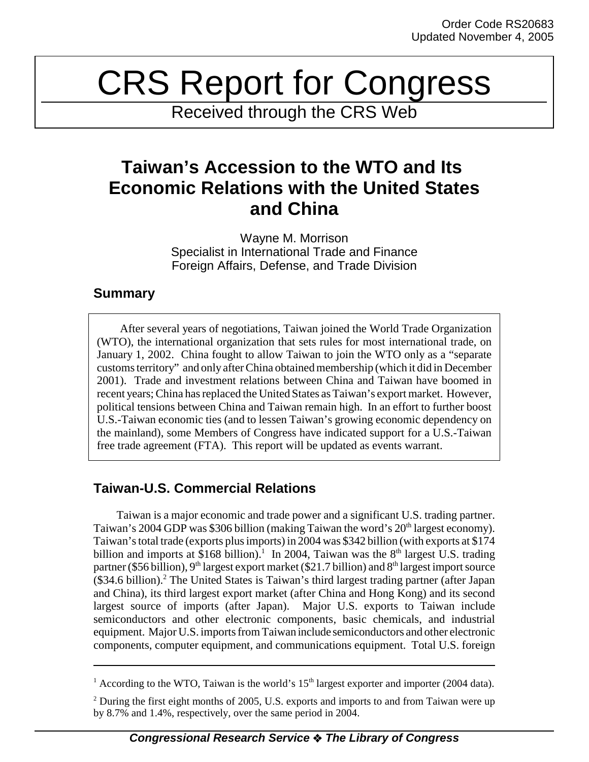Order Code RS20683
Updated November 4, 2005

# CRS Report for Congress

Received through the CRS Web

# Taiwan's Accession to the WTO and Its Economic Relations with the United States and China

Wayne M. Morrison
Specialist in International Trade and Finance
Foreign Affairs, Defense, and Trade Division

## Summary

After several years of negotiations, Taiwan joined the World Trade Organization (WTO), the international organization that sets rules for most international trade, on January 1, 2002. China fought to allow Taiwan to join the WTO only as a "separate customs territory" and only after China obtained membership (which it did in December 2001). Trade and investment relations between China and Taiwan have boomed in recent years; China has replaced the United States as Taiwan's export market. However, political tensions between China and Taiwan remain high. In an effort to further boost U.S.-Taiwan economic ties (and to lessen Taiwan's growing economic dependency on the mainland), some Members of Congress have indicated support for a U.S.-Taiwan free trade agreement (FTA). This report will be updated as events warrant.

## Taiwan-U.S. Commercial Relations

Taiwan is a major economic and trade power and a significant U.S. trading partner. Taiwan's 2004 GDP was $306 billion (making Taiwan the word's 20th largest economy). Taiwan's total trade (exports plus imports) in 2004 was $342 billion (with exports at $174 billion and imports at $168 billion).[1] In 2004, Taiwan was the 8th largest U.S. trading partner ($56 billion), 9th largest export market ($21.7 billion) and 8th largest import source ($34.6 billion).[2] The United States is Taiwan's third largest trading partner (after Japan and China), its third largest export market (after China and Hong Kong) and its second largest source of imports (after Japan). Major U.S. exports to Taiwan include semiconductors and other electronic components, basic chemicals, and industrial equipment. Major U.S. imports from Taiwan include semiconductors and other electronic components, computer equipment, and communications equipment. Total U.S. foreign

---

[1] According to the WTO, Taiwan is the world's 15th largest exporter and importer (2004 data).

[2] During the first eight months of 2005, U.S. exports and imports to and from Taiwan were up by 8.7% and 1.4%, respectively, over the same period in 2004.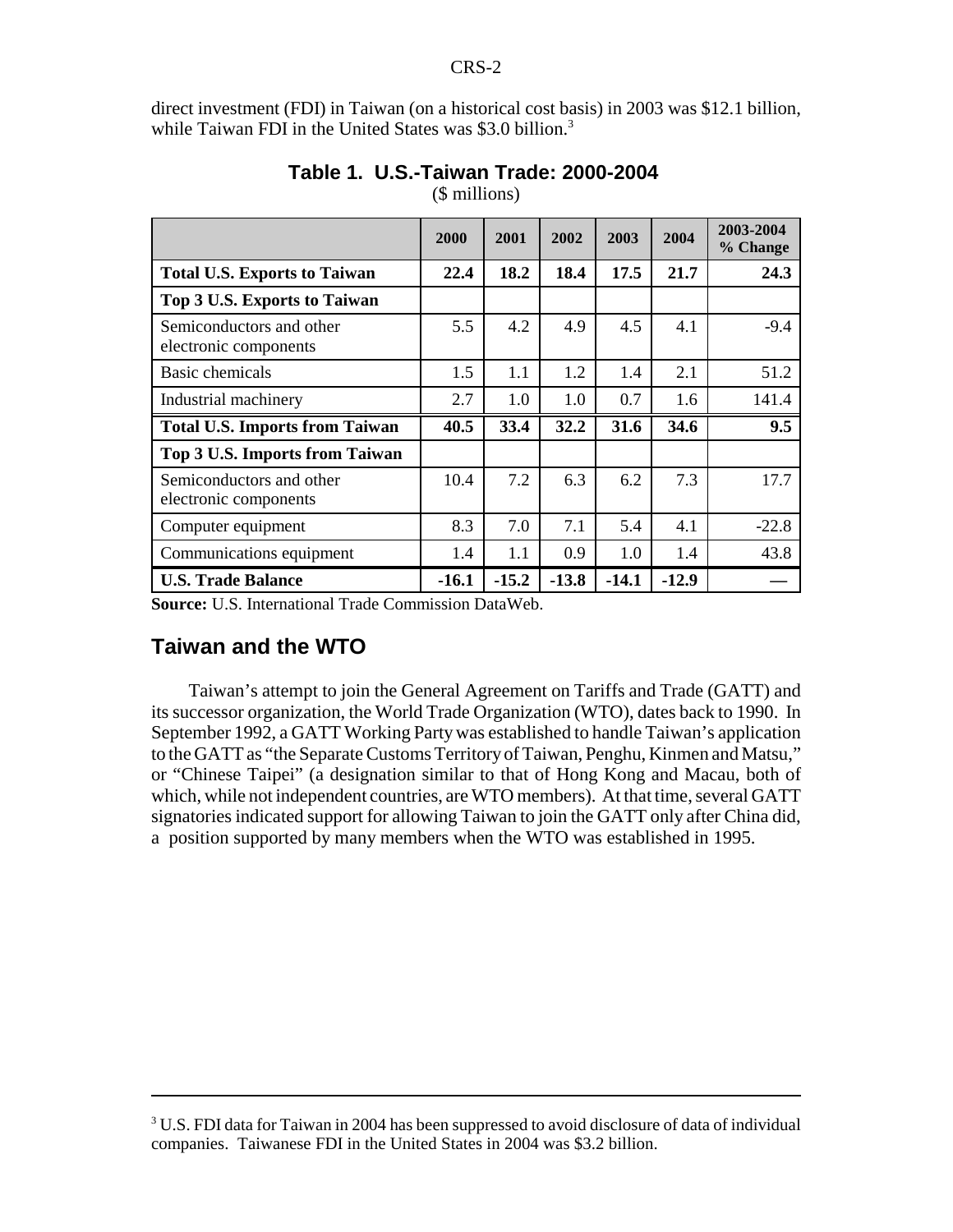direct investment (FDI) in Taiwan (on a historical cost basis) in 2003 was $12.1 billion, while Taiwan FDI in the United States was $3.0 billion.[3]

**Table 1. U.S.-Taiwan Trade: 2000-2004**

($ millions)

| | 2000 | 2001 | 2002 | 2003 | 2004 | 2003-2004 % Change |
|---|---|---|---|---|---|---|
| **Total U.S. Exports to Taiwan** | **22.4** | **18.2** | **18.4** | **17.5** | **21.7** | **24.3** |
| **Top 3 U.S. Exports to Taiwan** | | | | | | |
| Semiconductors and other electronic components | 5.5 | 4.2 | 4.9 | 4.5 | 4.1 | -9.4 |
| Basic chemicals | 1.5 | 1.1 | 1.2 | 1.4 | 2.1 | 51.2 |
| Industrial machinery | 2.7 | 1.0 | 1.0 | 0.7 | 1.6 | 141.4 |
| **Total U.S. Imports from Taiwan** | **40.5** | **33.4** | **32.2** | **31.6** | **34.6** | **9.5** |
| **Top 3 U.S. Imports from Taiwan** | | | | | | |
| Semiconductors and other electronic components | 10.4 | 7.2 | 6.3 | 6.2 | 7.3 | 17.7 |
| Computer equipment | 8.3 | 7.0 | 7.1 | 5.4 | 4.1 | -22.8 |
| Communications equipment | 1.4 | 1.1 | 0.9 | 1.0 | 1.4 | 43.8 |
| **U.S. Trade Balance** | **-16.1** | **-15.2** | **-13.8** | **-14.1** | **-12.9** | **—** |

**Source:** U.S. International Trade Commission DataWeb.

## Taiwan and the WTO

Taiwan's attempt to join the General Agreement on Tariffs and Trade (GATT) and its successor organization, the World Trade Organization (WTO), dates back to 1990. In September 1992, a GATT Working Party was established to handle Taiwan's application to the GATT as "the Separate Customs Territory of Taiwan, Penghu, Kinmen and Matsu," or "Chinese Taipei" (a designation similar to that of Hong Kong and Macau, both of which, while not independent countries, are WTO members). At that time, several GATT signatories indicated support for allowing Taiwan to join the GATT only after China did, a position supported by many members when the WTO was established in 1995.

---

[3] U.S. FDI data for Taiwan in 2004 has been suppressed to avoid disclosure of data of individual companies. Taiwanese FDI in the United States in 2004 was $3.2 billion.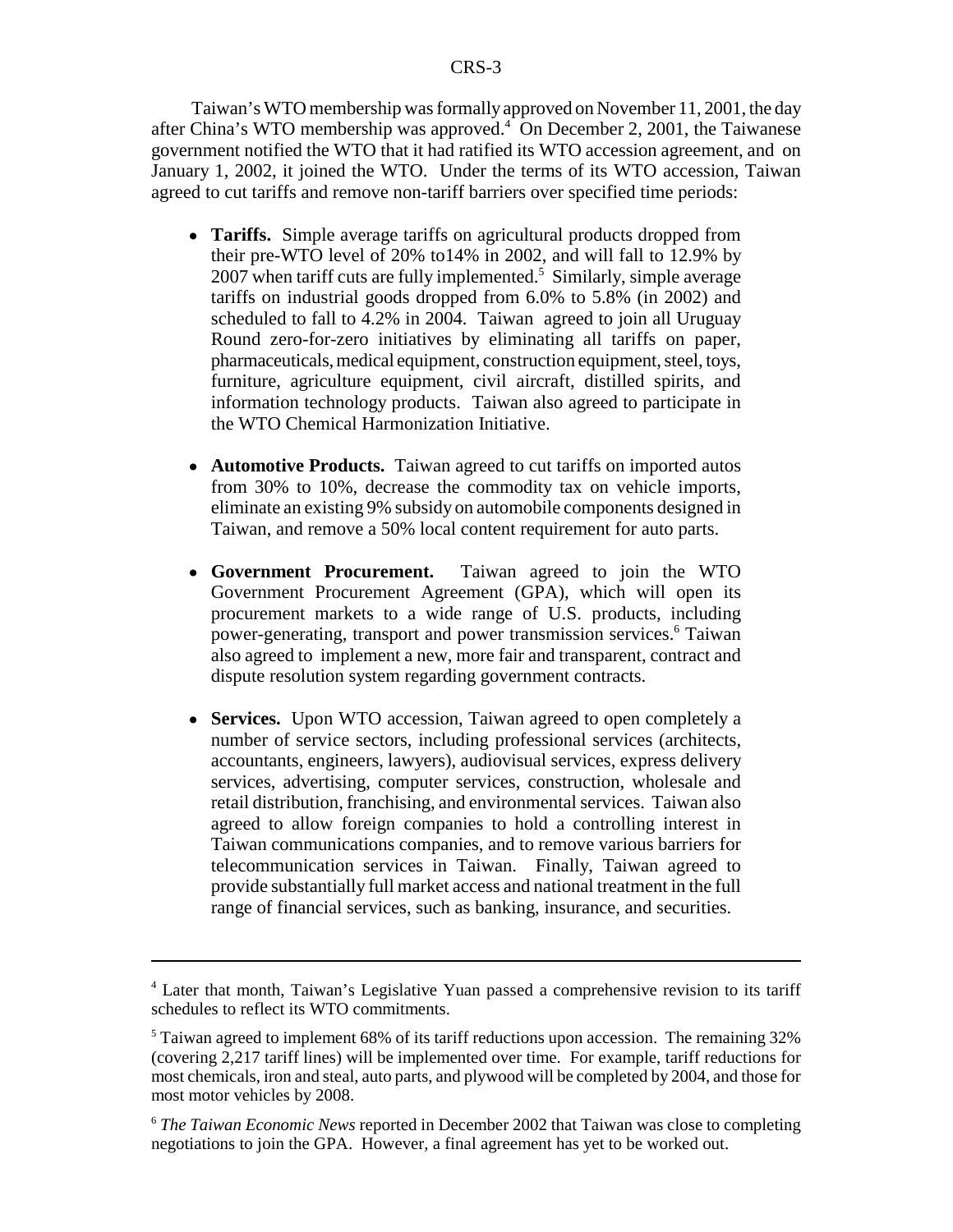Taiwan's WTO membership was formally approved on November 11, 2001, the day after China's WTO membership was approved.[4] On December 2, 2001, the Taiwanese government notified the WTO that it had ratified its WTO accession agreement, and on January 1, 2002, it joined the WTO. Under the terms of its WTO accession, Taiwan agreed to cut tariffs and remove non-tariff barriers over specified time periods:

- **Tariffs.** Simple average tariffs on agricultural products dropped from their pre-WTO level of 20% to14% in 2002, and will fall to 12.9% by 2007 when tariff cuts are fully implemented.[5] Similarly, simple average tariffs on industrial goods dropped from 6.0% to 5.8% (in 2002) and scheduled to fall to 4.2% in 2004. Taiwan agreed to join all Uruguay Round zero-for-zero initiatives by eliminating all tariffs on paper, pharmaceuticals, medical equipment, construction equipment, steel, toys, furniture, agriculture equipment, civil aircraft, distilled spirits, and information technology products. Taiwan also agreed to participate in the WTO Chemical Harmonization Initiative.

- **Automotive Products.** Taiwan agreed to cut tariffs on imported autos from 30% to 10%, decrease the commodity tax on vehicle imports, eliminate an existing 9% subsidy on automobile components designed in Taiwan, and remove a 50% local content requirement for auto parts.

- **Government Procurement.** Taiwan agreed to join the WTO Government Procurement Agreement (GPA), which will open its procurement markets to a wide range of U.S. products, including power-generating, transport and power transmission services.[6] Taiwan also agreed to implement a new, more fair and transparent, contract and dispute resolution system regarding government contracts.

- **Services.** Upon WTO accession, Taiwan agreed to open completely a number of service sectors, including professional services (architects, accountants, engineers, lawyers), audiovisual services, express delivery services, advertising, computer services, construction, wholesale and retail distribution, franchising, and environmental services. Taiwan also agreed to allow foreign companies to hold a controlling interest in Taiwan communications companies, and to remove various barriers for telecommunication services in Taiwan. Finally, Taiwan agreed to provide substantially full market access and national treatment in the full range of financial services, such as banking, insurance, and securities.

---

[4] Later that month, Taiwan's Legislative Yuan passed a comprehensive revision to its tariff schedules to reflect its WTO commitments.

[5] Taiwan agreed to implement 68% of its tariff reductions upon accession. The remaining 32% (covering 2,217 tariff lines) will be implemented over time. For example, tariff reductions for most chemicals, iron and steel, auto parts, and plywood will be completed by 2004, and those for most motor vehicles by 2008.

[6] *The Taiwan Economic News* reported in December 2002 that Taiwan was close to completing negotiations to join the GPA. However, a final agreement has yet to be worked out.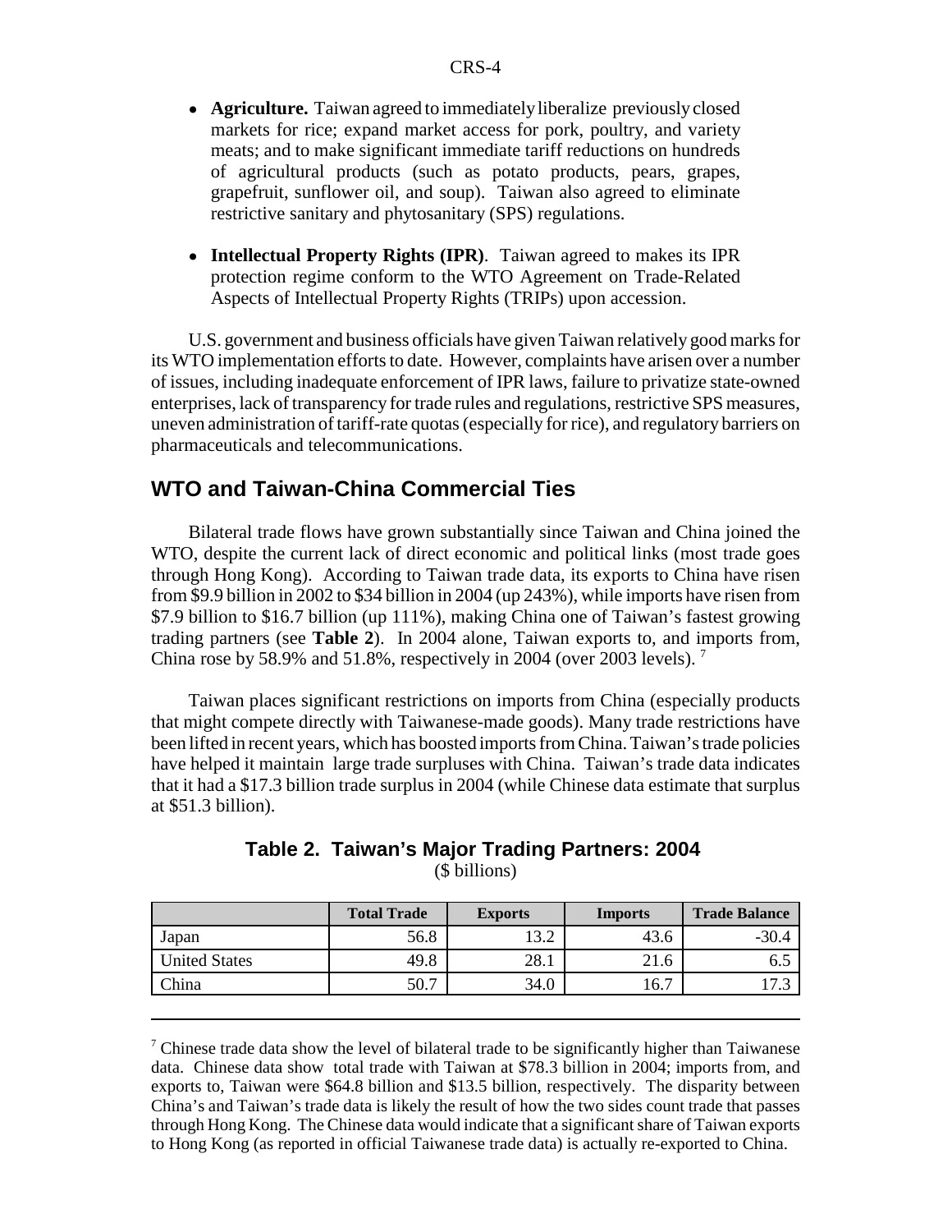- **Agriculture.** Taiwan agreed to immediately liberalize previously closed markets for rice; expand market access for pork, poultry, and variety meats; and to make significant immediate tariff reductions on hundreds of agricultural products (such as potato products, pears, grapes, grapefruit, sunflower oil, and soup). Taiwan also agreed to eliminate restrictive sanitary and phytosanitary (SPS) regulations.

- **Intellectual Property Rights (IPR)**. Taiwan agreed to makes its IPR protection regime conform to the WTO Agreement on Trade-Related Aspects of Intellectual Property Rights (TRIPs) upon accession.

U.S. government and business officials have given Taiwan relatively good marks for its WTO implementation efforts to date. However, complaints have arisen over a number of issues, including inadequate enforcement of IPR laws, failure to privatize state-owned enterprises, lack of transparency for trade rules and regulations, restrictive SPS measures, uneven administration of tariff-rate quotas (especially for rice), and regulatory barriers on pharmaceuticals and telecommunications.

## WTO and Taiwan-China Commercial Ties

Bilateral trade flows have grown substantially since Taiwan and China joined the WTO, despite the current lack of direct economic and political links (most trade goes through Hong Kong). According to Taiwan trade data, its exports to China have risen from $9.9 billion in 2002 to $34 billion in 2004 (up 243%), while imports have risen from $7.9 billion to $16.7 billion (up 111%), making China one of Taiwan's fastest growing trading partners (see **Table 2**). In 2004 alone, Taiwan exports to, and imports from, China rose by 58.9% and 51.8%, respectively in 2004 (over 2003 levels).[7]

Taiwan places significant restrictions on imports from China (especially products that might compete directly with Taiwanese-made goods). Many trade restrictions have been lifted in recent years, which has boosted imports from China. Taiwan's trade policies have helped it maintain large trade surpluses with China. Taiwan's trade data indicates that it had a $17.3 billion trade surplus in 2004 (while Chinese data estimate that surplus at $51.3 billion).

**Table 2. Taiwan's Major Trading Partners: 2004**
($ billions)

| | Total Trade | Exports | Imports | Trade Balance |
|---|---|---|---|---|
| Japan | 56.8 | 13.2 | 43.6 | -30.4 |
| United States | 49.8 | 28.1 | 21.6 | 6.5 |
| China | 50.7 | 34.0 | 16.7 | 17.3 |

[7] Chinese trade data show the level of bilateral trade to be significantly higher than Taiwanese data. Chinese data show total trade with Taiwan at $78.3 billion in 2004; imports from, and exports to, Taiwan were $64.8 billion and $13.5 billion, respectively. The disparity between China's and Taiwan's trade data is likely the result of how the two sides count trade that passes through Hong Kong. The Chinese data would indicate that a significant share of Taiwan exports to Hong Kong (as reported in official Taiwanese trade data) is actually re-exported to China.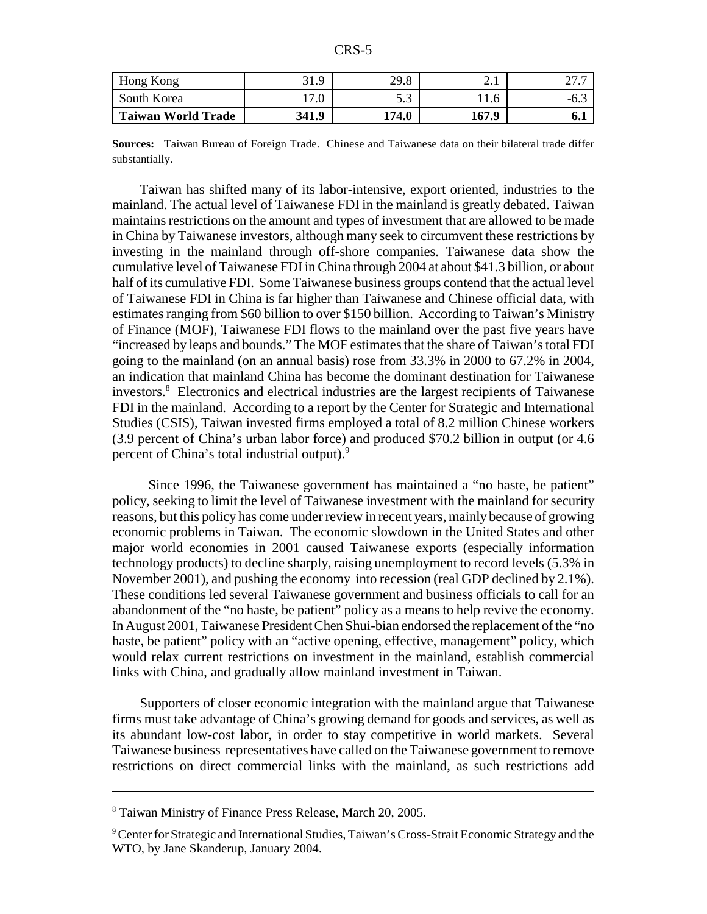| Hong Kong | 31.9 | 29.8 | 2.1 | 27.7 |
|---|---|---|---|---|
| South Korea | 17.0 | 5.3 | 11.6 | -6.3 |
| **Taiwan World Trade** | **341.9** | **174.0** | **167.9** | **6.1** |

**Sources:** Taiwan Bureau of Foreign Trade. Chinese and Taiwanese data on their bilateral trade differ substantially.

Taiwan has shifted many of its labor-intensive, export oriented, industries to the mainland. The actual level of Taiwanese FDI in the mainland is greatly debated. Taiwan maintains restrictions on the amount and types of investment that are allowed to be made in China by Taiwanese investors, although many seek to circumvent these restrictions by investing in the mainland through off-shore companies. Taiwanese data show the cumulative level of Taiwanese FDI in China through 2004 at about $41.3 billion, or about half of its cumulative FDI. Some Taiwanese business groups contend that the actual level of Taiwanese FDI in China is far higher than Taiwanese and Chinese official data, with estimates ranging from $60 billion to over $150 billion. According to Taiwan's Ministry of Finance (MOF), Taiwanese FDI flows to the mainland over the past five years have "increased by leaps and bounds." The MOF estimates that the share of Taiwan's total FDI going to the mainland (on an annual basis) rose from 33.3% in 2000 to 67.2% in 2004, an indication that mainland China has become the dominant destination for Taiwanese investors.[8] Electronics and electrical industries are the largest recipients of Taiwanese FDI in the mainland. According to a report by the Center for Strategic and International Studies (CSIS), Taiwan invested firms employed a total of 8.2 million Chinese workers (3.9 percent of China's urban labor force) and produced $70.2 billion in output (or 4.6 percent of China's total industrial output).[9]

Since 1996, the Taiwanese government has maintained a "no haste, be patient" policy, seeking to limit the level of Taiwanese investment with the mainland for security reasons, but this policy has come under review in recent years, mainly because of growing economic problems in Taiwan. The economic slowdown in the United States and other major world economies in 2001 caused Taiwanese exports (especially information technology products) to decline sharply, raising unemployment to record levels (5.3% in November 2001), and pushing the economy into recession (real GDP declined by 2.1%). These conditions led several Taiwanese government and business officials to call for an abandonment of the "no haste, be patient" policy as a means to help revive the economy. In August 2001, Taiwanese President Chen Shui-bian endorsed the replacement of the "no haste, be patient" policy with an "active opening, effective, management" policy, which would relax current restrictions on investment in the mainland, establish commercial links with China, and gradually allow mainland investment in Taiwan.

Supporters of closer economic integration with the mainland argue that Taiwanese firms must take advantage of China's growing demand for goods and services, as well as its abundant low-cost labor, in order to stay competitive in world markets. Several Taiwanese business representatives have called on the Taiwanese government to remove restrictions on direct commercial links with the mainland, as such restrictions add

---

[8] Taiwan Ministry of Finance Press Release, March 20, 2005.

[9] Center for Strategic and International Studies, Taiwan's Cross-Strait Economic Strategy and the WTO, by Jane Skanderup, January 2004.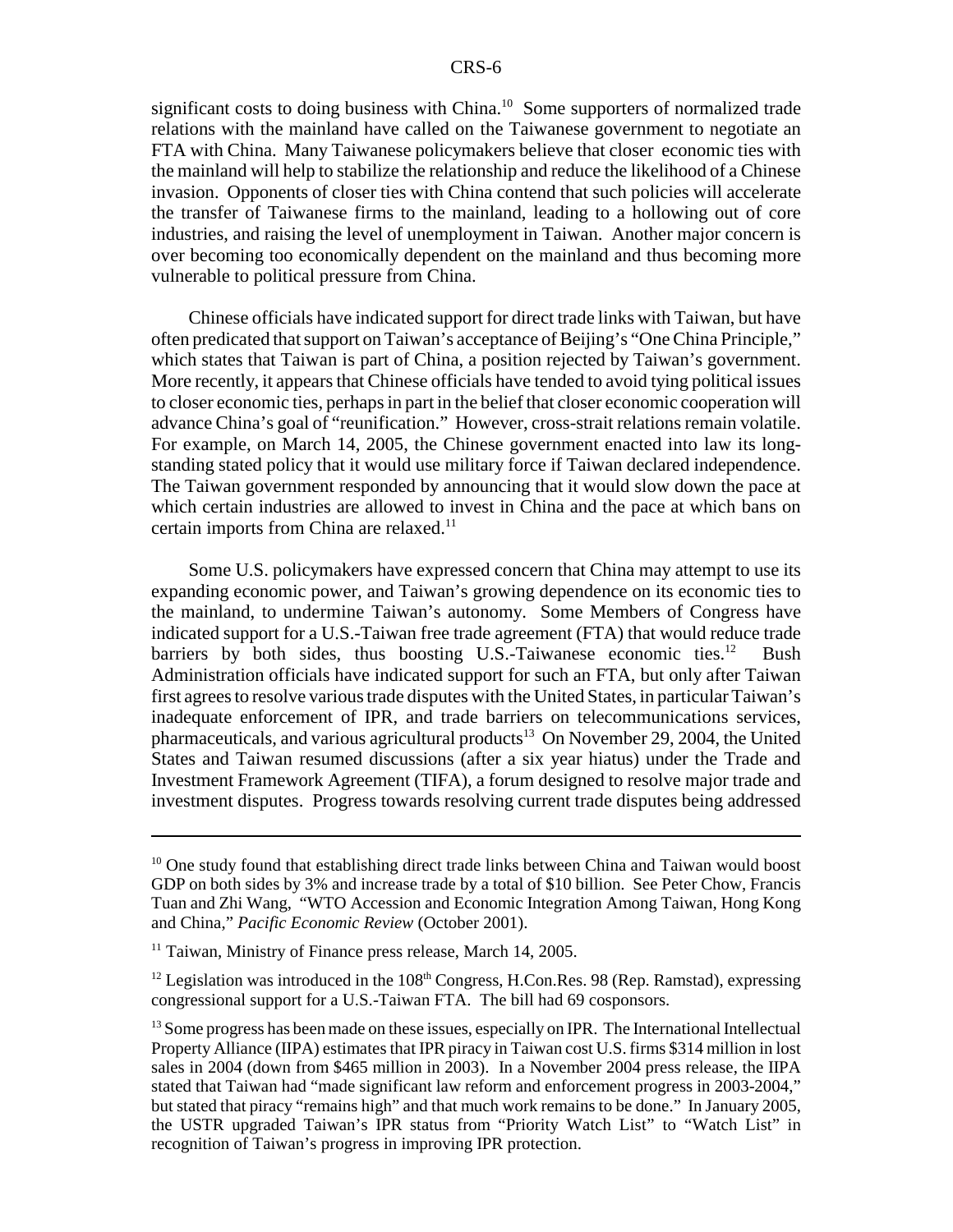significant costs to doing business with China.[10] Some supporters of normalized trade relations with the mainland have called on the Taiwanese government to negotiate an FTA with China. Many Taiwanese policymakers believe that closer economic ties with the mainland will help to stabilize the relationship and reduce the likelihood of a Chinese invasion. Opponents of closer ties with China contend that such policies will accelerate the transfer of Taiwanese firms to the mainland, leading to a hollowing out of core industries, and raising the level of unemployment in Taiwan. Another major concern is over becoming too economically dependent on the mainland and thus becoming more vulnerable to political pressure from China.

Chinese officials have indicated support for direct trade links with Taiwan, but have often predicated that support on Taiwan's acceptance of Beijing's "One China Principle," which states that Taiwan is part of China, a position rejected by Taiwan's government. More recently, it appears that Chinese officials have tended to avoid tying political issues to closer economic ties, perhaps in part in the belief that closer economic cooperation will advance China's goal of "reunification." However, cross-strait relations remain volatile. For example, on March 14, 2005, the Chinese government enacted into law its long-standing stated policy that it would use military force if Taiwan declared independence. The Taiwan government responded by announcing that it would slow down the pace at which certain industries are allowed to invest in China and the pace at which bans on certain imports from China are relaxed.[11]

Some U.S. policymakers have expressed concern that China may attempt to use its expanding economic power, and Taiwan's growing dependence on its economic ties to the mainland, to undermine Taiwan's autonomy. Some Members of Congress have indicated support for a U.S.-Taiwan free trade agreement (FTA) that would reduce trade barriers by both sides, thus boosting U.S.-Taiwanese economic ties.[12] Bush Administration officials have indicated support for such an FTA, but only after Taiwan first agrees to resolve various trade disputes with the United States, in particular Taiwan's inadequate enforcement of IPR, and trade barriers on telecommunications services, pharmaceuticals, and various agricultural products[13] On November 29, 2004, the United States and Taiwan resumed discussions (after a six year hiatus) under the Trade and Investment Framework Agreement (TIFA), a forum designed to resolve major trade and investment disputes. Progress towards resolving current trade disputes being addressed

---

[10] One study found that establishing direct trade links between China and Taiwan would boost GDP on both sides by 3% and increase trade by a total of $10 billion. See Peter Chow, Francis Tuan and Zhi Wang, "WTO Accession and Economic Integration Among Taiwan, Hong Kong and China," *Pacific Economic Review* (October 2001).

[11] Taiwan, Ministry of Finance press release, March 14, 2005.

[12] Legislation was introduced in the 108th Congress, H.Con.Res. 98 (Rep. Ramstad), expressing congressional support for a U.S.-Taiwan FTA. The bill had 69 cosponsors.

[13] Some progress has been made on these issues, especially on IPR. The International Intellectual Property Alliance (IIPA) estimates that IPR piracy in Taiwan cost U.S. firms $314 million in lost sales in 2004 (down from $465 million in 2003). In a November 2004 press release, the IIPA stated that Taiwan had "made significant law reform and enforcement progress in 2003-2004," but stated that piracy "remains high" and that much work remains to be done." In January 2005, the USTR upgraded Taiwan's IPR status from "Priority Watch List" to "Watch List" in recognition of Taiwan's progress in improving IPR protection.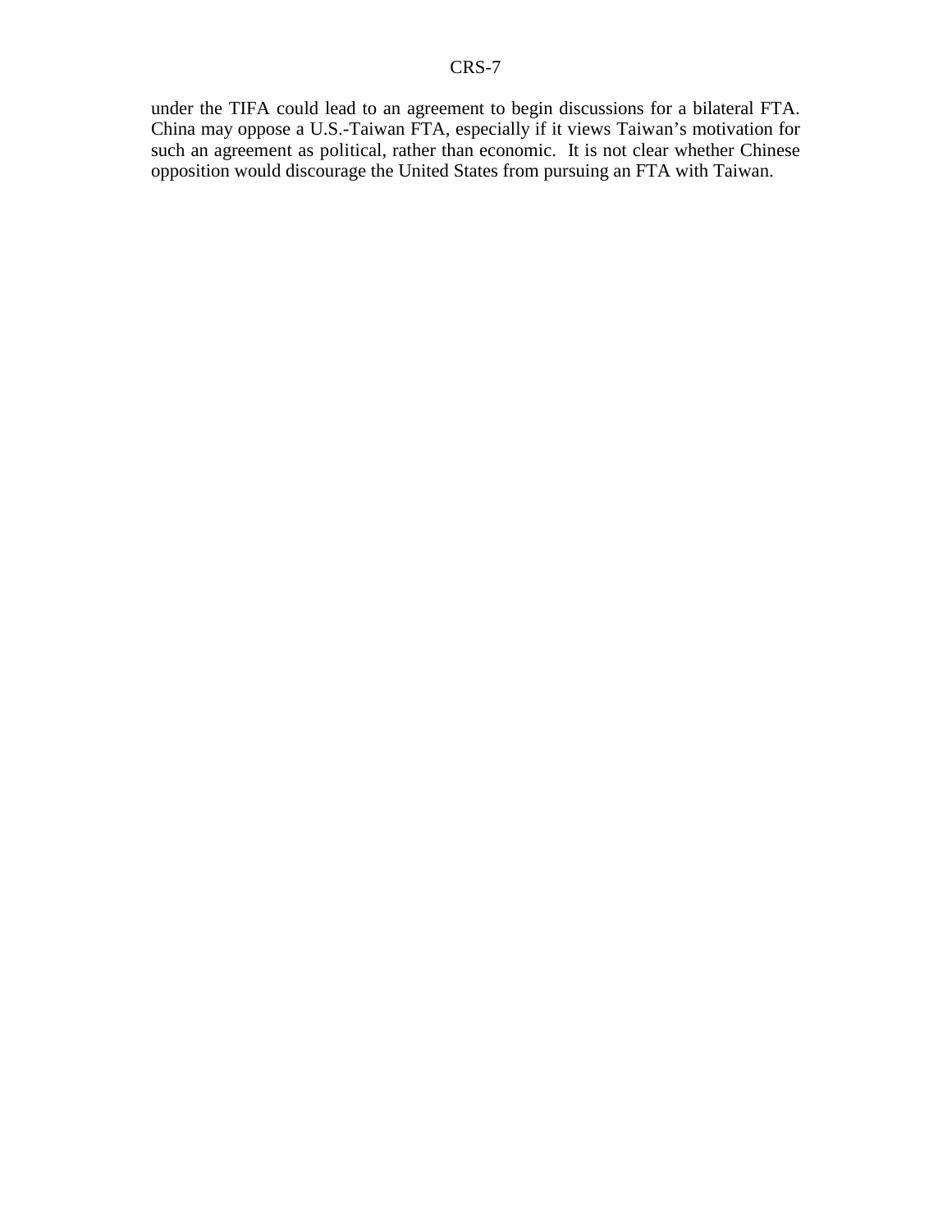under the TIFA could lead to an agreement to begin discussions for a bilateral FTA. China may oppose a U.S.-Taiwan FTA, especially if it views Taiwan's motivation for such an agreement as political, rather than economic. It is not clear whether Chinese opposition would discourage the United States from pursuing an FTA with Taiwan.